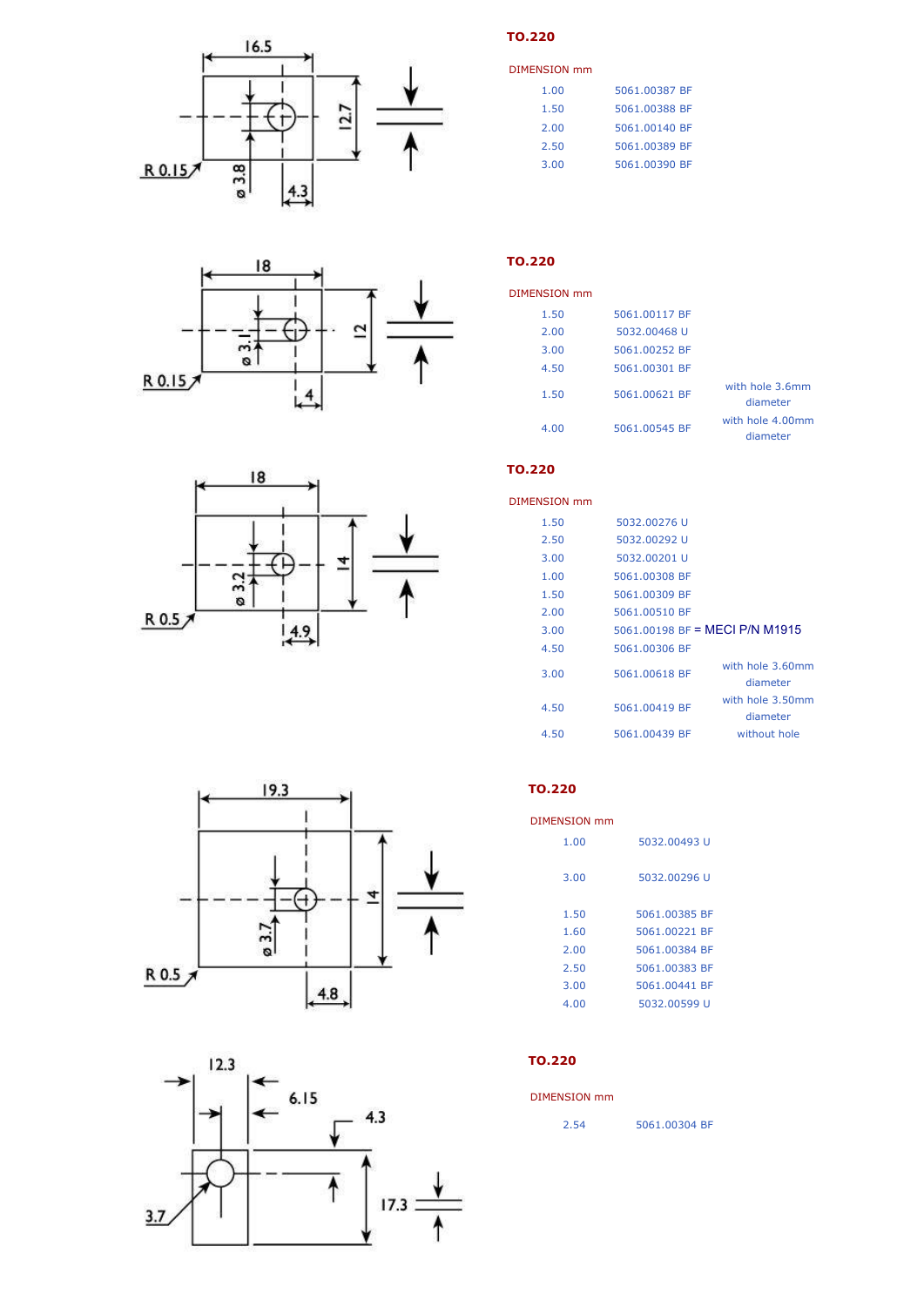## TO.220

| DIMENSION mm | |
|---|---|
| 1.00 | 5061.00387 BF |
| 1.50 | 5061.00388 BF |
| 2.00 | 5061.00140 BF |
| 2.50 | 5061.00389 BF |
| 3.00 | 5061.00390 BF |

## TO.220

| DIMENSION mm | | |
|---|---|---|
| 1.50 | 5061.00117 BF | |
| 2.00 | 5032.00468 U | |
| 3.00 | 5061.00252 BF | |
| 4.50 | 5061.00301 BF | |
| 1.50 | 5061.00621 BF | with hole 3.6mm diameter |
| 4.00 | 5061.00545 BF | with hole 4.00mm diameter |

## TO.220

| DIMENSION mm | | |
|---|---|---|
| 1.50 | 5032.00276 U | |
| 2.50 | 5032.00292 U | |
| 3.00 | 5032.00201 U | |
| 1.00 | 5061.00308 BF | |
| 1.50 | 5061.00309 BF | |
| 2.00 | 5061.00510 BF | |
| 3.00 | 5061.00198 BF = MECI P/N M1915 | |
| 4.50 | 5061.00306 BF | |
| 3.00 | 5061.00618 BF | with hole 3.60mm diameter |
| 4.50 | 5061.00419 BF | with hole 3.50mm diameter |
| 4.50 | 5061.00439 BF | without hole |

## TO.220

| DIMENSION mm | |
|---|---|
| 1.00 | 5032.00493 U |
| 3.00 | 5032.00296 U |
| 1.50 | 5061.00385 BF |
| 1.60 | 5061.00221 BF |
| 2.00 | 5061.00384 BF |
| 2.50 | 5061.00383 BF |
| 3.00 | 5061.00441 BF |
| 4.00 | 5032.00599 U |

## TO.220

| DIMENSION mm | |
|---|---|
| 2.54 | 5061.00304 BF |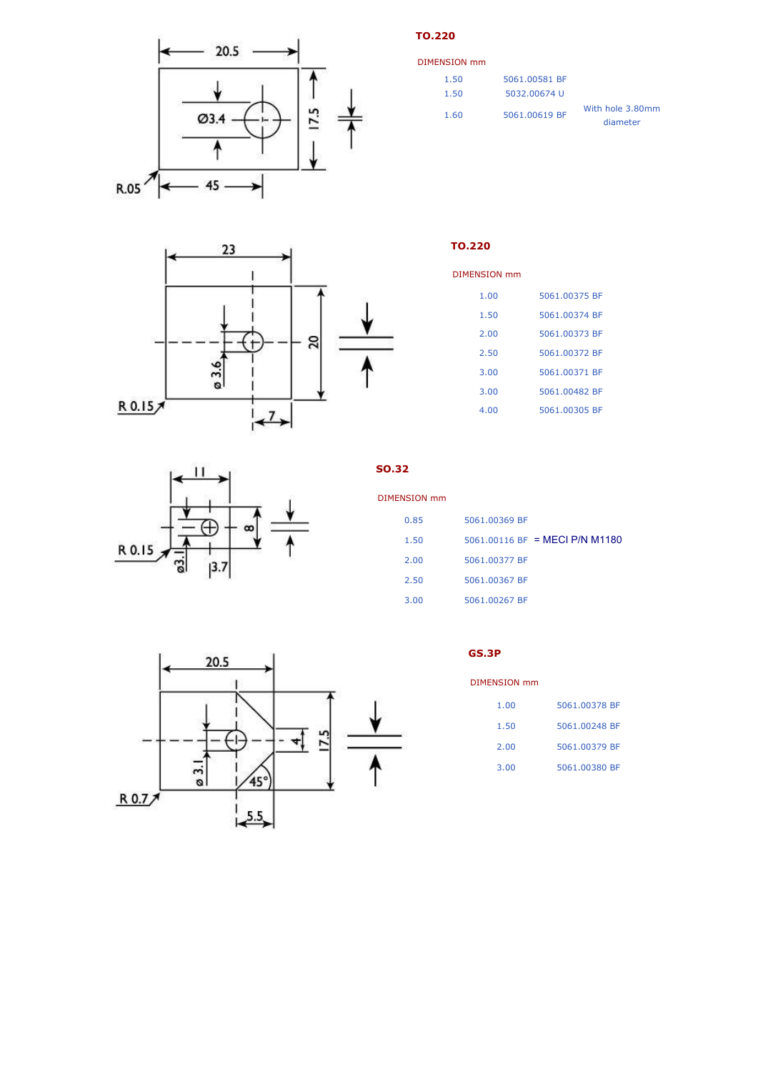**TO.220**

| DIMENSION mm | | |
|---|---|---|
| 1.50 | 5061.00581 BF | |
| 1.50 | 5032.00674 U | |
| 1.60 | 5061.00619 BF | With hole 3.80mm diameter |

**TO.220**

| DIMENSION mm | |
|---|---|
| 1.00 | 5061.00375 BF |
| 1.50 | 5061.00374 BF |
| 2.00 | 5061.00373 BF |
| 2.50 | 5061.00372 BF |
| 3.00 | 5061.00371 BF |
| 3.00 | 5061.00482 BF |
| 4.00 | 5061.00305 BF |

**SO.32**

| DIMENSION mm | |
|---|---|
| 0.85 | 5061.00369 BF |
| 1.50 | 5061.00116 BF = MECI P/N M1180 |
| 2.00 | 5061.00377 BF |
| 2.50 | 5061.00367 BF |
| 3.00 | 5061.00267 BF |

**GS.3P**

| DIMENSION mm | |
|---|---|
| 1.00 | 5061.00378 BF |
| 1.50 | 5061.00248 BF |
| 2.00 | 5061.00379 BF |
| 3.00 | 5061.00380 BF |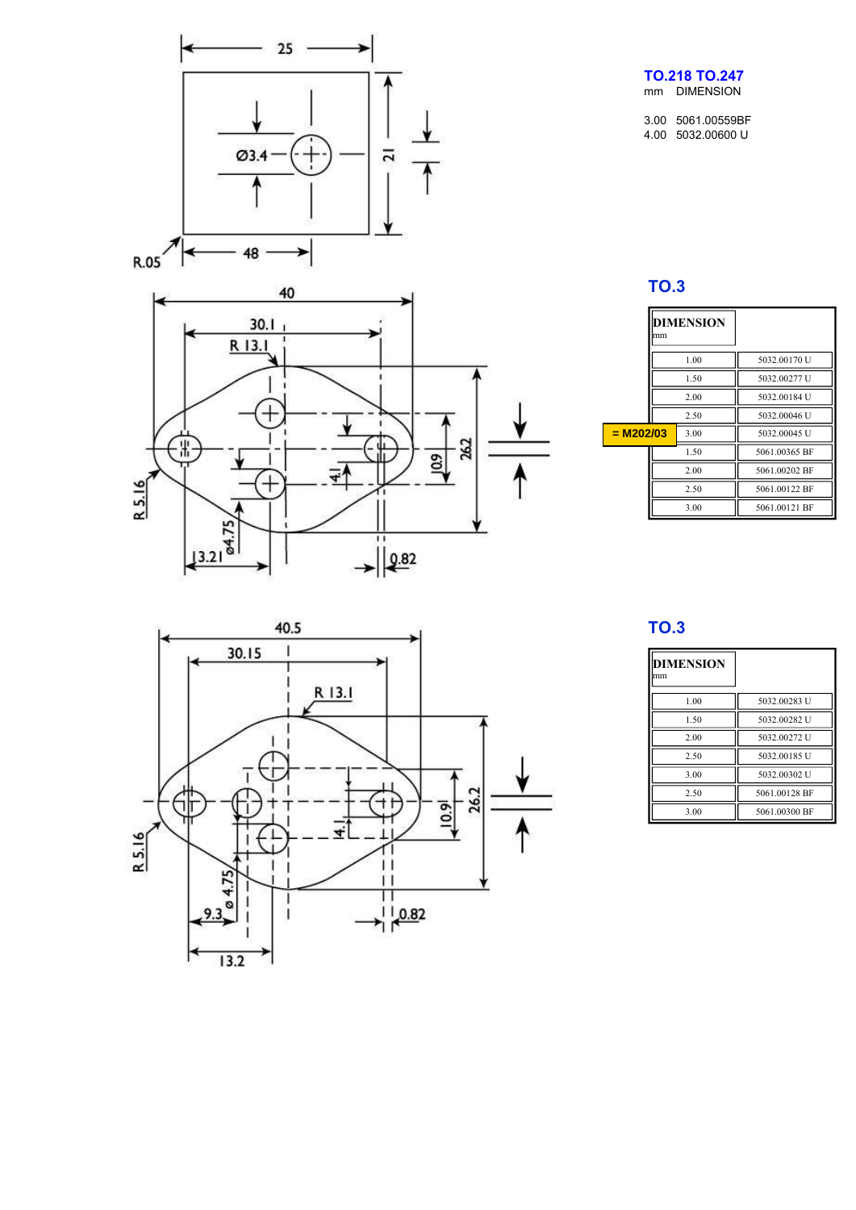25

Ø3.4

21

R.05

48

**TO.218 TO.247**

mm DIMENSION

3.00 5061.00559BF
4.00 5032.00600 U

40

30.1

R 13.1

26.2

10.9

4.1

R 5.16

ø4.75

13.21

0.82

## TO.3

| DIMENSION mm | |
|---|---|
| 1.00 | 5032.00170 U |
| 1.50 | 5032.00277 U |
| 2.00 | 5032.00184 U |
| 2.50 | 5032.00046 U |
| 3.00 | 5032.00045 U |
| 1.50 | 5061.00365 BF |
| 2.00 | 5061.00202 BF |
| 2.50 | 5061.00122 BF |
| 3.00 | 5061.00121 BF |

= M202/03

40.5

30.15

R 13.1

26.2

10.9

4.1

R 5.16

ø 4.75

9.3

13.2

0.82

## TO.3

| DIMENSION mm | |
|---|---|
| 1.00 | 5032.00283 U |
| 1.50 | 5032.00282 U |
| 2.00 | 5032.00272 U |
| 2.50 | 5032.00185 U |
| 3.00 | 5032.00302 U |
| 2.50 | 5061.00128 BF |
| 3.00 | 5061.00300 BF |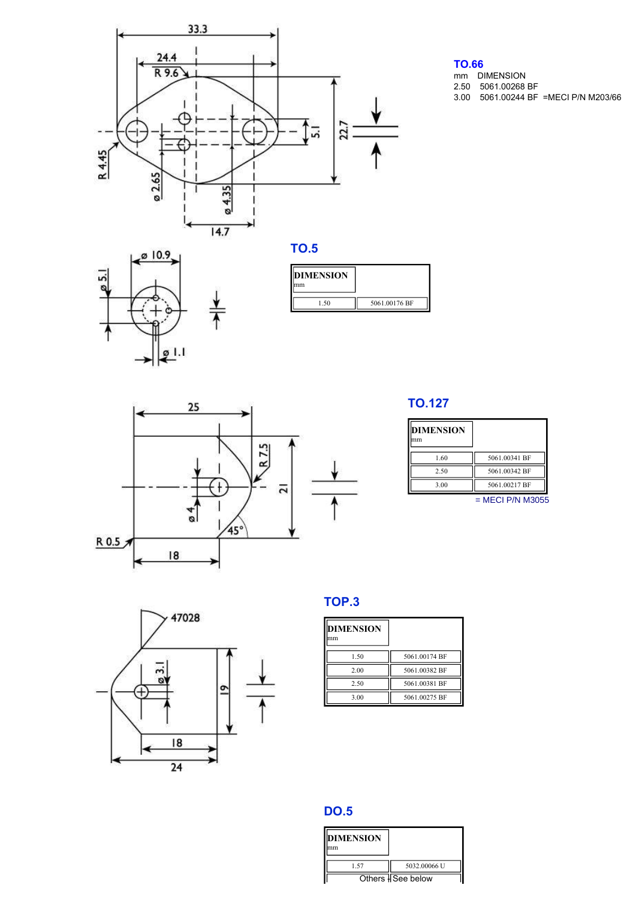## TO.66

mm DIMENSION
2.50 5061.00268 BF
3.00 5061.00244 BF =MECI P/N M203/66

## TO.5

| DIMENSION mm | |
|---|---|
| 1.50 | 5061.00176 BF |

## TO.127

| DIMENSION mm | |
|---|---|
| 1.60 | 5061.00341 BF |
| 2.50 | 5061.00342 BF |
| 3.00 | 5061.00217 BF |

= MECI P/N M3055

## TOP.3

| DIMENSION mm | |
|---|---|
| 1.50 | 5061.00174 BF |
| 2.00 | 5061.00382 BF |
| 2.50 | 5061.00381 BF |
| 3.00 | 5061.00275 BF |

## DO.5

| DIMENSION mm | |
|---|---|
| 1.57 | 5032.00066 U |
| Others | See below |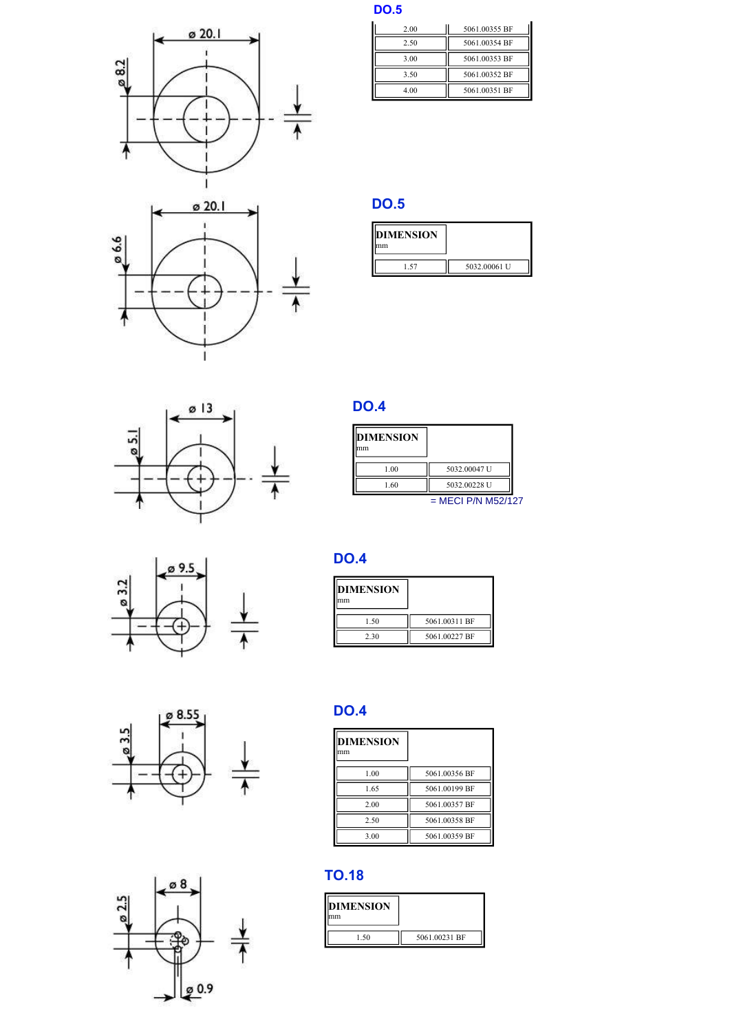ø 20.1

ø 8.2

## DO.5

| | |
|---|---|
| 2.00 | 5061.00355 BF |
| 2.50 | 5061.00354 BF |
| 3.00 | 5061.00353 BF |
| 3.50 | 5061.00352 BF |
| 4.00 | 5061.00351 BF |

ø 20.1

ø 6.6

## DO.5

| DIMENSION mm | |
|---|---|
| 1.57 | 5032.00061 U |

ø 13

ø 5.1

## DO.4

| DIMENSION mm | |
|---|---|
| 1.00 | 5032.00047 U |
| 1.60 | 5032.00228 U |

= MECI P/N M52/127

ø 9.5

ø 3.2

## DO.4

| DIMENSION mm | |
|---|---|
| 1.50 | 5061.00311 BF |
| 2.30 | 5061.00227 BF |

ø 8.55

ø 3.5

## DO.4

| DIMENSION mm | |
|---|---|
| 1.00 | 5061.00356 BF |
| 1.65 | 5061.00199 BF |
| 2.00 | 5061.00357 BF |
| 2.50 | 5061.00358 BF |
| 3.00 | 5061.00359 BF |

ø 8

ø 2.5

ø 0.9

## TO.18

| DIMENSION mm | |
|---|---|
| 1.50 | 5061.00231 BF |